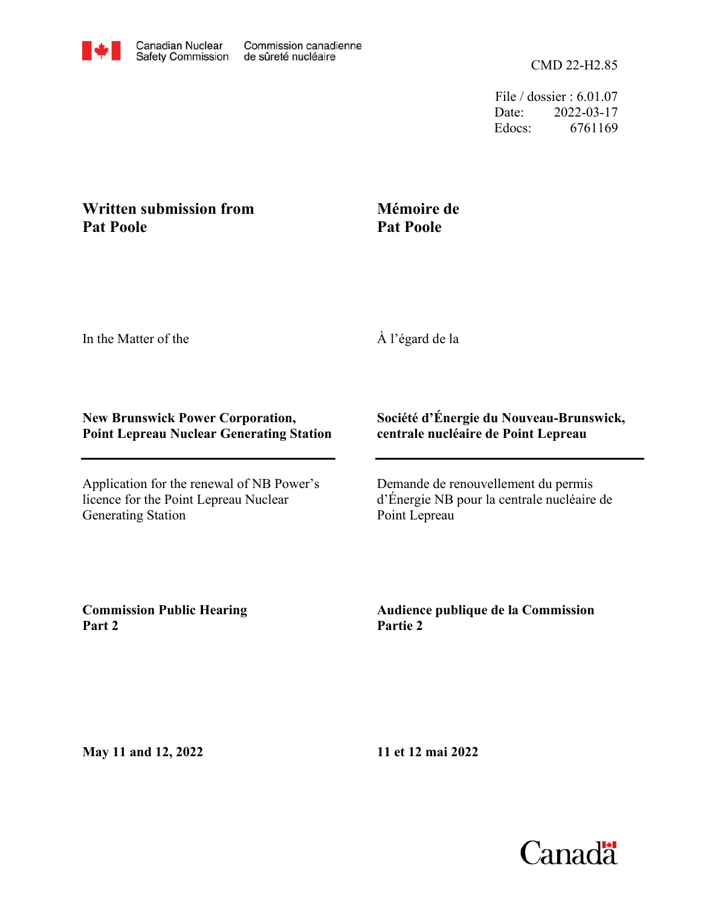Canadian Nuclear Safety Commission | Commission canadienne de sûreté nucléaire

CMD 22-H2.85

File / dossier : 6.01.07
Date: 2022-03-17
Edocs: 6761169

**Written submission from Pat Poole**

**Mémoire de Pat Poole**

In the Matter of the

À l'égard de la

**New Brunswick Power Corporation, Point Lepreau Nuclear Generating Station**

**Société d'Énergie du Nouveau-Brunswick, centrale nucléaire de Point Lepreau**

Application for the renewal of NB Power's licence for the Point Lepreau Nuclear Generating Station

Demande de renouvellement du permis d'Énergie NB pour la centrale nucléaire de Point Lepreau

**Commission Public Hearing Part 2**

**Audience publique de la Commission Partie 2**

**May 11 and 12, 2022**

**11 et 12 mai 2022**

Canada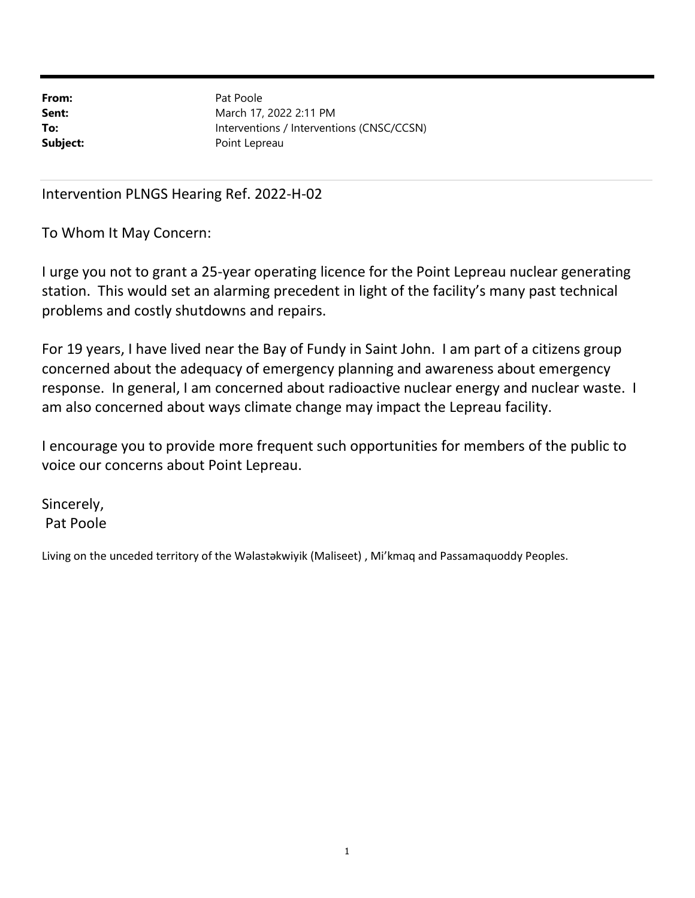**From:** Pat Poole
**Sent:** March 17, 2022 2:11 PM
**To:** Interventions / Interventions (CNSC/CCSN)
**Subject:** Point Lepreau

---

Intervention PLNGS Hearing Ref. 2022-H-02

To Whom It May Concern:

I urge you not to grant a 25-year operating licence for the Point Lepreau nuclear generating station. This would set an alarming precedent in light of the facility's many past technical problems and costly shutdowns and repairs.

For 19 years, I have lived near the Bay of Fundy in Saint John. I am part of a citizens group concerned about the adequacy of emergency planning and awareness about emergency response. In general, I am concerned about radioactive nuclear energy and nuclear waste. I am also concerned about ways climate change may impact the Lepreau facility.

I encourage you to provide more frequent such opportunities for members of the public to voice our concerns about Point Lepreau.

Sincerely,
Pat Poole

Living on the unceded territory of the Wəlastəkwiyik (Maliseet) , Mi'kmaq and Passamaquoddy Peoples.